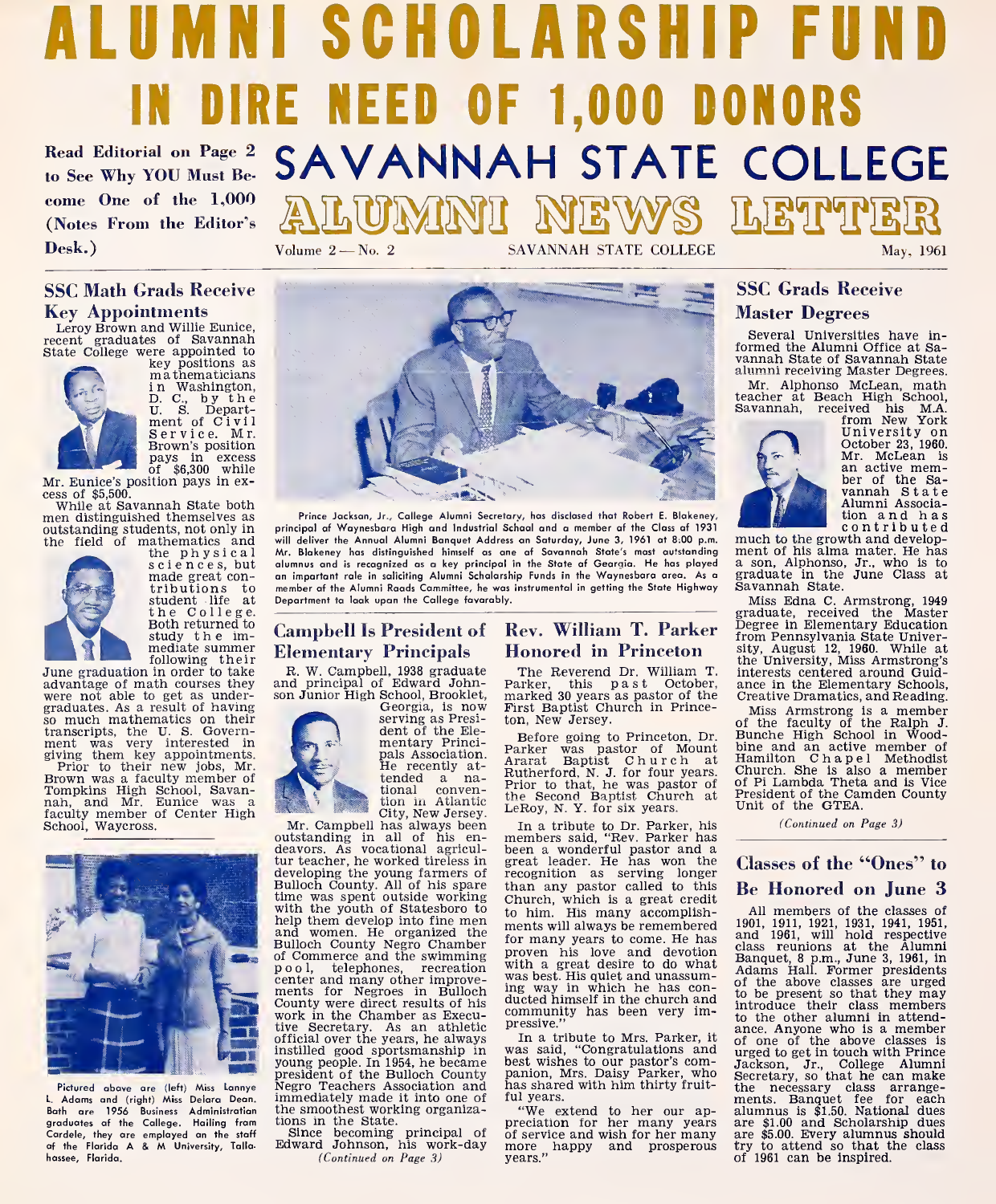# ALUMNI SCHOLARSHIP FUND IN DIRE NEED OF 1,000 DONORS

Read Editorial on Page 2 to See Why YOU Must Become One of the 1,000 (Notes From the Editor's Desk.)

# SAVANNAH STATE COLLEGE ALUMNI NEWS LETTER

Volume 2 — No. 2 SAVANNAH STATE COLLEGE May, 1961

## SSC Math Grads Receive Key Appointments

Leroy Brown and Willie Eunice, recent graduates of Savannah State College were appointed to key positions as mathematicians in Washington, D. C., by the U. S. Department of Civil Service. Mr. Brown's position pays in excess of $6,300 while Mr. Eunice's position pays in excess of $5,500.

While at Savannah State both men distinguished themselves as outstanding students, not only in the field of mathematics and the physical sciences, but made great contributions to student life at the College. Both returned to study the immediate summer following their June graduation in order to take advantage of math courses they were not able to get as undergraduates. As a result of having so much mathematics on their transcripts, the U. S. Government was very interested in giving them key appointments.

Prior to their new jobs, Mr. Brown was a faculty member of Tompkins High School, Savannah, and Mr. Eunice was a faculty member of Center High School, Waycross.

Pictured above are (left) Miss Lannye L. Adams and (right) Miss Delara Dean. Both are 1956 Business Administration graduates of the College. Hailing from Cordele, they are employed on the staff of the Florida A & M University, Tallahassee, Florida.

Prince Jackson, Jr., College Alumni Secretary, has disclosed that Robert E. Blakeney, principal of Waynesboro High and Industrial School and a member of the Class of 1931 will deliver the Annual Alumni Banquet Address on Saturday, June 3, 1961 at 8:00 p.m. Mr. Blakeney has distinguished himself as one of Savannah State's most outstanding alumnus and is recognized as a key principal in the State of Georgia. He has played an important role in soliciting Alumni Scholarship Funds in the Waynesboro area. As a member of the Alumni Roads Committee, he was instrumental in getting the State Highway Department to look upon the College favorably.

## Campbell Is President of Elementary Principals

R. W. Campbell, 1938 graduate and principal of Edward Johnson Junior High School, Brooklet, Georgia, is now serving as President of the Elementary Principals Association. He recently attended a national convention in Atlantic City, New Jersey.

Mr. Campbell has always been outstanding in all of his endeavors. As vocational agricultur teacher, he worked tireless in developing the young farmers of Bulloch County. All of his spare time was spent outside working with the youth of Statesboro to help them develop into fine men and women. He organized the Bulloch County Negro Chamber of Commerce and the swimming pool, telephones, recreation center and many other improvements for Negroes in Bulloch County were direct results of his work in the Chamber as Executive Secretary. As an athletic official over the years, he always instilled good sportsmanship in young people. In 1954, he became president of the Bulloch County Negro Teachers Association and immediately made it into one of the smoothest working organizations in the State.

Since becoming principal of Edward Johnson, his work-day

*(Continued on Page 3)*

## Rev. William T. Parker Honored in Princeton

The Reverend Dr. William T. Parker, this past October, marked 30 years as pastor of the First Baptist Church in Princeton, New Jersey.

Before going to Princeton, Dr. Parker was pastor of Mount Ararat Baptist Church at Rutherford, N. J. for four years. Prior to that, he was pastor of the Second Baptist Church at LeRoy, N. Y. for six years.

In a tribute to Dr. Parker, his members said, "Rev. Parker has been a wonderful pastor and a great leader. He has won the recognition as serving longer than any pastor called to this Church, which is a great credit to him. His many accomplishments will always be remembered for many years to come. He has proven his love and devotion with a great desire to do what was best. His quiet and unassuming way in which he has conducted himself in the church and community has been very impressive."

In a tribute to Mrs. Parker, it was said, "Congratulations and best wishes to our pastor's companion, Mrs. Daisy Parker, who has shared with him thirty fruitful years.

"We extend to her our appreciation for her many years of service and wish for her many more happy and prosperous years."

## SSC Grads Receive Master Degrees

Several Universities have informed the Alumni Office at Savannah State of Savannah State alumni receiving Master Degrees.

Mr. Alphonso McLean, math teacher at Beach High School, Savannah, received his M.A. from New York University on October 23, 1960. Mr. McLean is an active member of the Savannah State Alumni Association and has contributed much to the growth and development of his alma mater. He has a son, Alphonso, Jr., who is to graduate in the June Class at Savannah State.

Miss Edna C. Armstrong, 1949 graduate, received the Master Degree in Elementary Education from Pennsylvania State University, August 12, 1960. While at the University, Miss Armstrong's interests centered around Guidance in the Elementary Schools, Creative Dramatics, and Reading.

Miss Armstrong is a member of the faculty of the Ralph J. Bunche High School in Woodbine and an active member of Hamilton Chapel Methodist Church. She is also a member of Pi Lambda Theta and is Vice President of the Camden County Unit of the GTEA.

*(Continued on Page 3)*

## Classes of the "Ones" to Be Honored on June 3

All members of the classes of 1901, 1911, 1921, 1931, 1941, 1951, and 1961, will hold respective class reunions at the Alumni Banquet, 8 p.m., June 3, 1961, in Adams Hall. Former presidents of the above classes are urged to be present so that they may introduce their class members to the other alumni in attendance. Anyone who is a member of one of the above classes is urged to get in touch with Prince Jackson, Jr., College Alumni Secretary, so that he can make the necessary class arrangements. Banquet fee for each alumnus is $1.50. National dues are $1.00 and Scholarship dues are $5.00. Every alumnus should try to attend so that the class of 1961 can be inspired.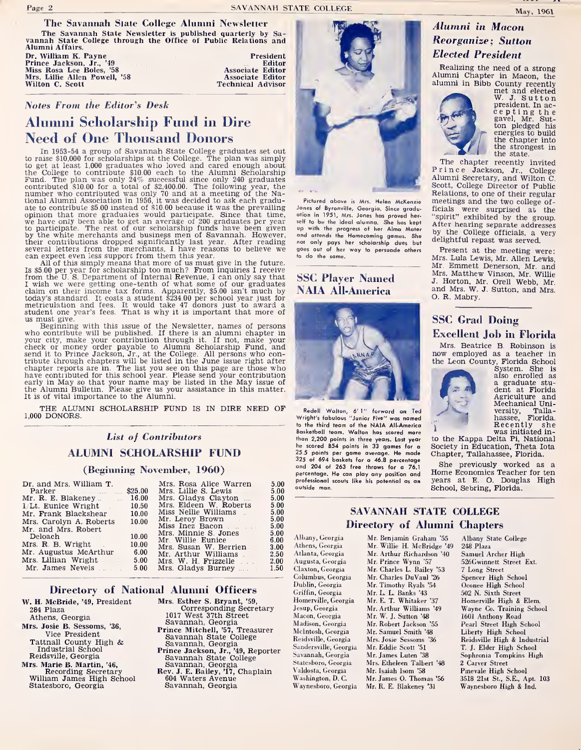## The Savannah State College Alumni Newsletter

The Savannah State Newsletter is published quarterly by Savannah State College through the Office of Public Relations and Alumni Affairs.

| | |
|---|---|
| Dr. William K. Payne | President |
| Prince Jackson, Jr., '49 | Editor |
| Miss Rosa Lee Boles, '58 | Associate Editor |
| Mrs. Lillie Allen Powell, '58 | Associate Editor |
| Wilton C. Scott | Technical Advisor |

*Notes From the Editor's Desk*

# Alumni Scholarship Fund in Dire Need of One Thousand Donors

In 1953-54 a group of Savannah State College graduates set out to raise $10,000 for scholarships at the College. The plan was simply to get at least 1,000 graduates who loved and cared enough about the College to contribute $10.00 each to the Alumni Scholarship Fund. The plan was only 24% successful since only 240 graduates contributed $10.00 for a total of $2,400.00. The following year, the number who contributed was only 70 and at a meeting of the National Alumni Association in 1956, it was decided to ask each graduate to contribute $5.00 instead of $10.00 because it was the prevailing opinion that more graduates would participate. Since that time, we have only been able to get an average of 200 graduates per year to participate. The rest of our scholarship funds have been given by the white merchants and business men of Savannah. However, their contributions dropped significantly last year. After reading several letters from the merchants, I have reasons to believe we can expect even less support from them this year.

All of this simply means that more of us must give in the future. Is $5.00 per year for scholarship too much? From inquiries I receive from the U. S. Department of Internal Revenue, I can only say that I wish we were getting one-tenth of what some of our graduates claim on their income tax forms. Apparently, $5.00 isn't much by today's standard. It costs a student $234.00 per school year just for matriculation and fees. It would take 47 donors just to award a student one year's fees. That is why it is important that more of us must give.

Beginning with this issue of the Newsletter, names of persons who contribute will be published. If there is an alumni chapter in your city, make your contribution through it. If not, make your check or money order payable to Alumni Scholarship Fund, and send it to Prince Jackson, Jr., at the College. All persons who contribute through chapters will be listed in the June issue right after chapter reports are in. The list you see on this page are those who have contributed for this school year. Please send your contribution early in May so that your name may be listed in the May issue of the Alumni Bulletin. Please give us your assistance in this matter. It is of vital importance to the Alumni.

THE ALUMNI SCHOLARSHIP FUND IS IN DIRE NEED OF 1,000 DONORS.

*List of Contributors*

## ALUMNI SCHOLARSHIP FUND

### (Beginning November, 1960)

| | | | |
|---|---|---|---|
| Dr. and Mrs. William T. Parker | $25.00 | Mrs. Rosa Alice Warren | 5.00 |
| Mr. R. E. Blakeney | 16.00 | Mrs. Lillie S. Lewis | 5.00 |
| 1/Lt. Eunice Wright | 10.50 | Mrs. Gladys Clayton | 5.00 |
| Mr. Frank Blackshear | 10.00 | Mrs. Eldeen W. Roberts | 5.00 |
| Mrs. Carolyn A. Roberts | 10.00 | Miss Nellie Williams | 5.00 |
| Mr. and Mrs. Robert Deloach | 10.00 | Mr. Leroy Brown | 5.00 |
| Mrs. R. B. Wright | 10.00 | Miss Inez Bacon | 5.00 |
| Mr. Augustus McArthur | 6.00 | Mrs. Minnie S. Jones | 5.00 |
| Mrs. Lillian Wright | 5.00 | Mr. Willie Eunice | 6.00 |
| Mr. James Nevels | 5.00 | Mrs. Susan W. Berrien | 3.00 |
| | | Mr. Arthur Williams | 2.50 |
| | | Mrs. W. H. Frizzelle | 2.00 |
| | | Mrs. Gladys Burney | 1.50 |

## Directory of National Alumni Officers

**W. H. McBride, '49, President**
284 Plaza
Athens, Georgia

**Mrs. Josie B. Sessoms, '36, Vice President**
Tattnall County High & Industrial School
Reidsville, Georgia

**Mrs. Marie B. Martin, '46, Recording Secretary**
William James High School
Statesboro, Georgia

**Mrs. Esther S. Bryant, '59, Corresponding Secretary**
1017 West 37th Street
Savannah, Georgia

**Prince Mitchell, '57, Treasurer**
Savannah State College
Savannah, Georgia

**Prince Jackson, Jr., '49, Reporter**
Savannah State College
Savannah, Georgia

**Rev. J. E. Bailey, '17, Chaplain**
604 Waters Avenue
Savannah, Georgia

Pictured above is Mrs. Helen McKenzie Jones of Byronville, Georgia. Since graduation in 1951, Mrs. Jones has proved herself to be the ideal alumna. She has kept up with the progress of her Alma Mater and attends the Homecoming games. She not only pays her scholarship dues but goes out of her way to persuade others to do the same.

## SSC Player Named NAIA All-America

Redell Walton, 6' 1" forward on Ted Wright's fabulous "Junior Five" was named to the third team of the NAIA All-America Basketball team. Walton has scored more than 2,200 points in three years. Last year he scored 854 points in 33 games for a 25.5 points per game average. He made 325 of 694 baskets for a 46.8 percentage and 204 of 263 free throws for a 76.1 percentage. He can play any position and professional scouts like his potential as an outside man.

## *Alumni in Macon Reorganize; Sutton Elected President*

Realizing the need of a strong Alumni Chapter in Macon, the alumni in Bibb County recently met and elected W. J. Sutton president. In accepting the gavel, Mr. Sutton pledged his energies to build the chapter into the strongest in the state.

The chapter recently invited Prince Jackson, Jr., College Alumni Secretary, and Wilton C. Scott, College Director of Public Relations, to one of their regular meetings and the two college officials were surprised at the "spirit" exhibited by the group. After hearing separate addresses by the College officials, a very delightful repast was served.

Present at the meeting were: Mrs. Lula Lewis, Mr. Allen Lewis, Mr. Emmett Denerson, Mr. and Mrs. Matthew Vinson, Mr. Willie J. Horton, Mr. Orell Webb, Mr. and Mrs. W. J. Sutton, and Mrs. O. R. Mabry.

## SSC Grad Doing Excellent Job in Florida

Mrs. Beatrice B. Robinson is now employed as a teacher in the Leon County, Florida School System. She is also enrolled as a graduate student at Florida Agriculture and Mechanical University, Tallahassee, Florida. Recently she was initiated into the Kappa Delta Pi, National Society in Education, Theta Iota Chapter, Tallahassee, Florida.

She previously worked as a Home Economics Teacher for ten years at E. O. Douglas High School, Sebring, Florida.

## SAVANNAH STATE COLLEGE Directory of Alumni Chapters

| | | |
|---|---|---|
| Albany, Georgia | Mr. Benjamin Graham '55 | Albany State College |
| Athens, Georgia | Mr. Willie H. McBridge '49 | 248 Plaza |
| Atlanta, Georgia | Mr. Arthur Richardson '40 | Samuel Archer High |
| Augusta, Georgia | Mr. Prince Wynn '57 | 526Gwinnett Street Ext. |
| Claxton, Georgia | Mr. Charles L. Bailey '53 | 7 Long Street |
| Columbus, Georgia | Mr. Charles DuVaul '26 | Spencer High School |
| Dublin, Georgia | Mr. Timothy Ryals '54 | Oconee High School |
| Griffin, Georgia | Mr. L. L. Banks '43 | 502 N. Sixth Street |
| Homerville, Georgia | Mr. E. T. Whitaker '37 | Homerville High & Elem. |
| Jesup, Georgia | Mr. Arthur Williams '49 | Wayne Co. Training School |
| Macon, Georgia | Mr. W. J. Sutton '48 | 1601 Anthony Road |
| Madison, Georgia | Mr. Robert Jackson '55 | Pearl Street High School |
| McIntosh, Georgia | Mr. Samuel Smith '48 | Liberty High School |
| Reidsville, Georgia | Mrs. Josie Sessoms '36 | Reidsville High & Industrial |
| Sandersville, Georgia | Mr. Eddie Scott '51 | T. J. Elder High School |
| Savannah, Georgia | Mr. James Luten '38 | Sophronia Tompkins High |
| Statesboro, Georgia | Mrs. Etheleen Talbert '48 | 2 Carver Street |
| Valdosta, Georgia | Mr. Isaiah Isom '58 | Pinevale High School |
| Washington, D. C. | Mr. James O. Thomas '56 | 3518 21st St., S.E., Apt. 103 |
| Waynesboro, Georgia | Mr. R. E. Blakeney '31 | Waynesboro High & Ind. |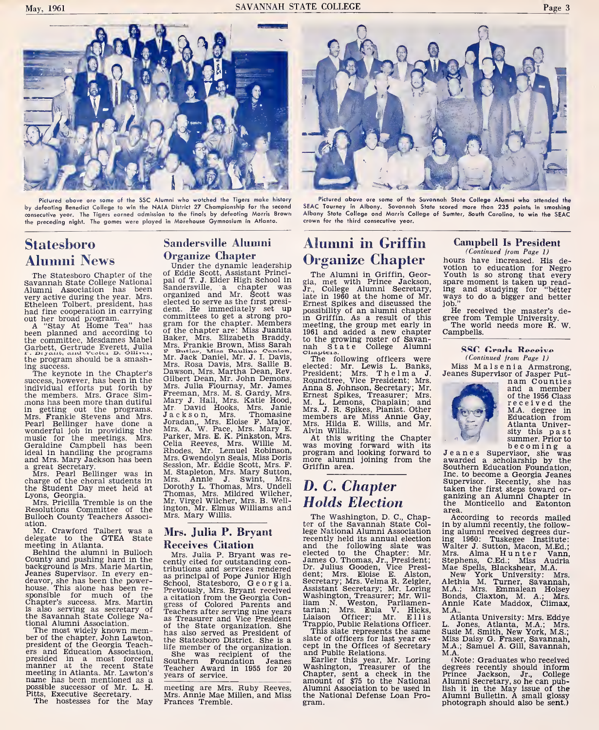Pictured above are some of the SSC Alumni who watched the Tigers make history by defeating Benedict College to win the NAIA District 27 Championship for the second consecutive year. The Tigers earned admission to the finals by defeating Morris Brown the preceding night. The games were played in Morehouse Gymnasium in Atlanta.

Pictured above are some of the Savannah State College Alumni who attended the SEAC Tourney in Albany. Savannah State scored more than 235 points in smashing Albany State College and Morris College of Sumter, South Carolina, to win the SEAC crown for the third consecutive year.

## Statesboro Alumni News

The Statesboro Chapter of the Savannah State College National Alumni Association has been very active during the year. Mrs. Etheleen Tolbert, president, has had fine cooperation in carrying out her broad program.

A "Stay At Home Tea" has been planned and according to the committee, Mesdames Mabel Garbett, Gertrude Everett, Julia P. Bryant, and Vester D. Oliver, the program should be a smashing success.

The keynote in the Chapter's success, however, has been in the individual efforts put forth by the members. Mrs. Grace Simmons has been more than dutiful in getting out the programs. Mrs. Frankie Stevens and Mrs. Pearl Bellinger have done a wonderful job in providing the music for the meetings. Mrs. Geraldine Campbell has been ideal in handling the programs and Mrs. Mary Jackson has been a great Secretary.

Mrs. Pearl Bellinger was in charge of the choral students in the Student Day meet held at Lyons, Georgia.

Mrs. Pricilla Tremble is on the Resolutions Committee of the Bulloch County Teachers Association.

Mr. Crawford Talbert was a delegate to the GTEA State meeting in Atlanta.

Behind the alumni in Bulloch County and pushing hard in the background is Mrs. Marie Martin, Jeanes Supervisor. In every endeavor, she has been the powerhouse. This alone has been responsible for much of the Chapter's success. Mrs. Martin is also serving as secretary of the Savannah State College National Alumni Association.

The most widely known member of the chapter, John Lawton, president of the Georgia Teachers and Education Association, presided in a most forceful manner at the recent State meeting in Atlanta. Mr. Lawton's name has been mentioned as a possible successor of Mr. L. H. Pitts, Executive Secretary.

The hostesses for the May meeting are Mrs. Ruby Reeves, Mrs. Annie Mae Millen, and Miss Frances Tremble.

## Sandersville Alumni Organize Chapter

Under the dynamic leadership of Eddie Scott, Assistant Principal of T. J. Elder High School in Sandersville, a chapter was organized and Mr. Scott was elected to serve as the first president. He immediately set up committees to get a strong program for the chapter. Members of the chapter are: Miss Juanita Baker, Mrs. Elizabeth Braddy, Mrs. Frankie Brown, Miss Sarah F. Butler, Miss Pauline Canion, Mr. Jack Daniel, Mr. J. I. Davis, Mrs. Rosa Davis, Mrs. Sallie B. Dawson, Mrs. Martha Dean, Rev. Gilbert Dean, Mr. John Demons, Mrs. Julia Flournay, Mr. James Freeman, Mrs. M. S. Gardy, Mrs. Mary J. Hall, Mrs. Katie Hood, Mr. David Hooks, Mrs. Janie Jackson, Mrs. Thomasine Joradan,, Mrs. Eloise F. Major, Mrs. A. W. Pace, Mrs. Mary E. Parker, Mrs. E. K. Pinkston, Mrs. Celia Reeves, Mrs. Willie M. Rhodes, Mr. Lemuel Robinson, Mrs. Gwendolyn Seals, Miss Doris Session, Mr. Eddie Scott, Mrs. F. M. Stapleton, Mrs. Mary Sutton, Mrs. Annie J. Swint, Mrs. Dorothy L. Thomas, Mrs. Undell Thomas, Mrs. Mildred Wilcher, Mr. Virgel Wilcher, Mrs. B. Wellington, Mr. Elmus Williams and Mrs. Mary Willis.

## Mrs. Julia P. Bryant Receives Citation

Mrs. Julia P. Bryant was recently cited for outstanding contributions and services rendered as principal of Pope Junior High School, Statesboro, Georgia. Previously, Mrs. Bryant received a citation from the Georgia Congress of Colored Parents and Teachers after serving nine years as Treasurer and Vice President of the State organization. She has also served as President of the Statesboro District. She is a life member of the organization.

She was recipient of the Southern Foundation Jeanes Teacher Award in 1955 for 20 years of service.

## Alumni in Griffin Organize Chapter

The Alumni in Griffin, Georgia, met with Prince Jackson, Jr., College Alumni Secretary, late in 1960 at the home of Mr. Ernest Spikes and discussed the possibility of an alumni chapter in Griffin. As a result of this meeting, the group met early in 1961 and added a new chapter to the growing roster of Savannah State College Alumni Chapters.

The following officers were elected: Mr. Lewis L. Banks, President; Mrs. Thelma J. Roundtree, Vice President; Mrs. Anna S. Johnson, Secretary; Mr. Ernest Spikes, Treasurer; Mrs. M. L. Lemons, Chaplain; and Mrs. J. R. Spikes, Pianist. Other members are Miss Annie Gay, Mrs. Hilda E. Willis, and Mr. Alvin Willis.

At this writing the Chapter was moving forward with its program and looking forward to more alumni joining from the Griffin area.

## *D. C. Chapter Holds Election*

The Washington, D. C., Chapter of the Savannah State College National Alumni Association recently held its annual election and the following slate was elected to the Chapter: Mr. James O. Thomas, Jr., President; Dr. Julius Gooden, Vice President; Mrs. Eloise E. Alston, Secretary; Mrs. Velma R. Zeigler, Assistant Secretary; Mr. Loring Washington, Treasurer; Mr. William N. Weston, Parliamentarian; Mrs. Eula V. Hicks, Liaison Officer; Mr. Ellis Trappio, Public Relations Officer.

This slate represents the same slate of officers for last year except in the Offices of Secretary and Public Relations.

Earlier this year, Mr. Loring Washington, Treasurer of the Chapter, sent a check in the amount of $75 to the National Alumni Association to be used in the National Defense Loan Program.

## Campbell Is President

*(Continued from Page 1)*

hours have increased. His devotion to education for Negro Youth is so strong that every spare moment is taken up reading and studying for "better ways to do a bigger and better job."

He received the master's degree from Temple University.

The world needs more R. W. Campbells.

## SSC Grads Receive

*(Continued from Page 1)*

Miss Malsenia Armstrong, Jeanes Supervisor of Jasper Putnam Counties and a member of the 1956 Class received the M.A. degree in Education from Atlanta University this past summer. Prior to becoming a Jeanes Supervisor, she was awarded a scholarship by the Southern Education Foundation, Inc. to become a Georgia Jeanes Supervisor. Recently, she has taken the first steps toward organizing an Alumni Chapter in the Monticello and Eatonton area.

According to records mailed in by alumni recently, the following alumni received degrees during 1960: Tuskegee Institute: Walter J. Sutton, Macon, M.Ed.; Mrs. Alma Hunter Vann, Stephens, C.Ed.; Miss Audria Mae Spells, Blackshear, M.A.

New York University: Mrs. Alethia M. Turner, Savannah, M.A.; Mrs. Emmalean Holsey Bonds, Claxton, M. A.; Mrs. Annie Kate Maddox, Climax, M.A..

Atlanta University: Mrs. Eddye L. Jones, Atlanta, M.A.; Mrs. Susie M. Smith, New York, M.S.; Miss Daisy G. Fraser, Savannah, M.A.; Samuel A. Gill, Savannah, M.A.

(Note: Graduates who received degrees recently should inform Prince Jackson, Jr., College Alumni Secretary, so he can publish it in the May issue of the Alumni Bulletin. A small glossy photograph should also be sent.)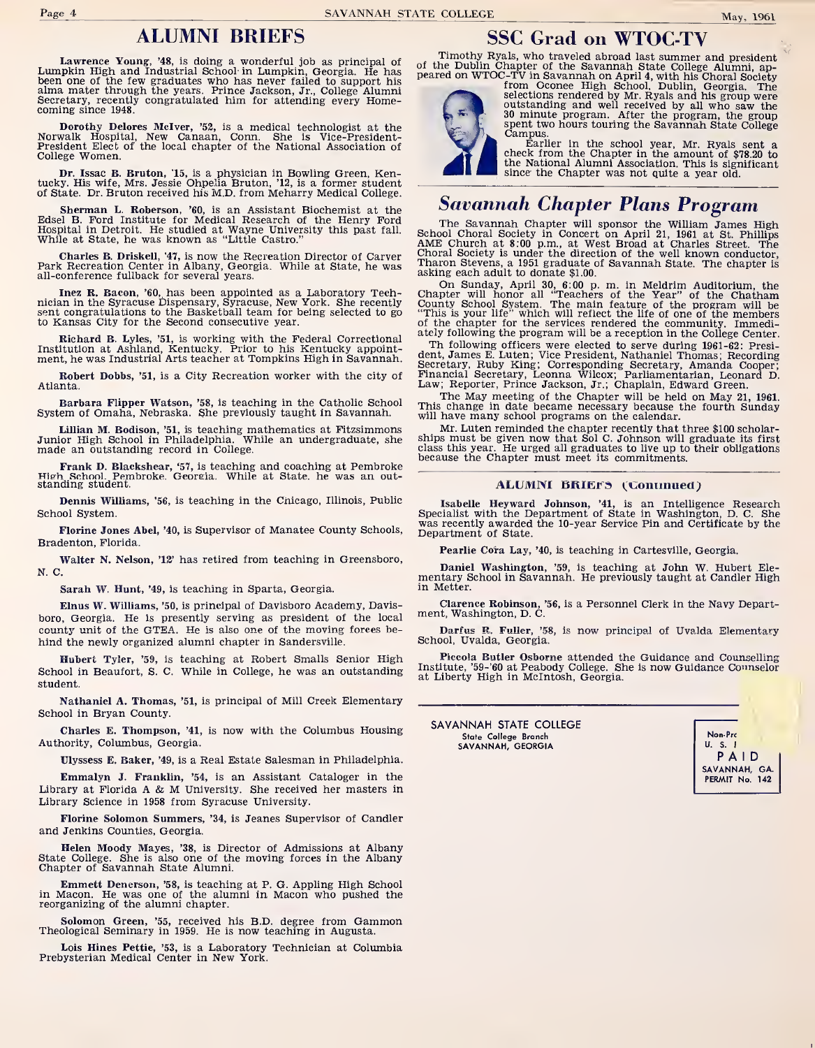## ALUMNI BRIEFS

**Lawrence Young, '48,** is doing a wonderful job as principal of Lumpkin High and Industrial School in Lumpkin, Georgia. He has been one of the few graduates who has never failed to support his alma mater through the years. Prince Jackson, Jr., College Alumni Secretary, recently congratulated him for attending every Homecoming since 1948.

**Dorothy Delores McIver, '52,** is a medical technologist at the Norwalk Hospital, New Canaan, Conn. She is Vice-President-President Elect of the local chapter of the National Association of College Women.

**Dr. Issac B. Bruton, '15,** is a physician in Bowling Green, Kentucky. His wife, Mrs. Jessie Ohpelia Bruton, '12, is a former student of State. Dr. Bruton received his M.D. from Meharry Medical College.

**Sherman L. Roberson, '60,** is an Assistant Biochemist at the Edsel B. Ford Institute for Medical Research of the Henry Ford Hospital in Detroit. He studied at Wayne University this past fall. While at State, he was known as "Little Castro."

**Charles B. Driskell, '47,** is now the Recreation Director of Carver Park Recreation Center in Albany, Georgia. While at State, he was all-conference fullback for several years.

**Inez R. Bacon, '60,** has been appointed as a Laboratory Technician in the Syracuse Dispensary, Syracuse, New York. She recently sent congratulations to the Basketball team for being selected to go to Kansas City for the Second consecutive year.

**Richard B. Lyles, '51,** is working with the Federal Correctional Institution at Ashland, Kentucky. Prior to his Kentucky appointment, he was Industrial Arts teacher at Tompkins High in Savannah.

**Robert Dobbs, '51,** is a City Recreation worker with the city of Atlanta.

**Barbara Flipper Watson, '58,** is teaching in the Catholic School System of Omaha, Nebraska. She previously taught in Savannah.

**Lillian M. Bodison, '51,** is teaching mathematics at Fitzsimmons Junior High School in Philadelphia. While an undergraduate, she made an outstanding record in College.

**Frank D. Blackshear, '57,** is teaching and coaching at Pembroke High School, Pembroke, Georgia. While at State, he was an outstanding student.

**Dennis Williams, '56,** is teaching in the Chicago, Illinois, Public School System.

**Florine Jones Abel, '40,** is Supervisor of Manatee County Schools, Bradenton, Florida.

**Walter N. Nelson, '12'** has retired from teaching in Greensboro, N. C.

**Sarah W. Hunt, '49,** is teaching in Sparta, Georgia.

**Elnus W. Williams, '50,** is principal of Davisboro Academy, Davisboro, Georgia. He is presently serving as president of the local county unit of the GTEA. He is also one of the moving forces behind the newly organized alumni chapter in Sandersville.

**Hubert Tyler, '59,** is teaching at Robert Smalls Senior High School in Beaufort, S. C. While in College, he was an outstanding student.

**Nathaniel A. Thomas, '51,** is principal of Mill Creek Elementary School in Bryan County.

**Charles E. Thompson, '41,** is now with the Columbus Housing Authority, Columbus, Georgia.

**Ulyssess E. Baker, '49,** is a Real Estate Salesman in Philadelphia.

**Emmalyn J. Franklin, '54,** is an Assistant Cataloger in the Library at Florida A & M University. She received her masters in Library Science in 1958 from Syracuse University.

**Florine Solomon Summers, '34,** is Jeanes Supervisor of Candler and Jenkins Counties, Georgia.

**Helen Moody Mayes, '38,** is Director of Admissions at Albany State College. She is also one of the moving forces in the Albany Chapter of Savannah State Alumni.

**Emmett Denerson, '58,** is teaching at P. G. Appling High School in Macon. He was one of the alumni in Macon who pushed the reorganizing of the alumni chapter.

**Solomon Green, '55,** received his B.D. degree from Gammon Theological Seminary in 1959. He is now teaching in Augusta.

**Lois Hines Pettie, '53,** is a Laboratory Technician at Columbia Prebysterian Medical Center in New York.

## SSC Grad on WTOC-TV

Timothy Ryals, who traveled abroad last summer and president of the Dublin Chapter of the Savannah State College Alumni, appeared on WTOC-TV in Savannah on April 4, with his Choral Society from Oconee High School, Dublin, Georgia. The selections rendered by Mr. Ryals and his group were outstanding and well received by all who saw the 30 minute program. After the program, the group spent two hours touring the Savannah State College Campus.

Earlier in the school year, Mr. Ryals sent a check from the Chapter in the amount of $78.20 to the National Alumni Association. This is significant since the Chapter was not quite a year old.

## *Savannah Chapter Plans Program*

The Savannah Chapter will sponsor the William James High School Choral Society in Concert on April 21, 1961 at St. Phillips AME Church at 8:00 p.m., at West Broad at Charles Street. The Choral Society is under the direction of the well known conductor, Tharon Stevens, a 1951 graduate of Savannah State. The chapter is asking each adult to donate $1.00.

On Sunday, April 30, 6:00 p. m. in Meldrim Auditorium, the Chapter will honor all "Teachers of the Year" of the Chatham County School System. The main feature of the program will be "This is your life" which will reflect the life of one of the members of the chapter for the services rendered the community. Immediately following the program will be a reception in the College Center.

Th following officers were elected to serve during 1961-62: President, James E. Luten; Vice President, Nathaniel Thomas; Recording Secretary, Ruby King; Corresponding Secretary, Amanda Cooper; Financial Secretary, Leonna Wilcox; Parliamentarian, Leonard D. Law; Reporter, Prince Jackson, Jr.; Chaplain, Edward Green.

The May meeting of the Chapter will be held on May 21, 1961. This change in date became necessary because the fourth Sunday will have many school programs on the calendar.

Mr. Luten reminded the chapter recently that three $100 scholarships must be given now that Sol C. Johnson will graduate its first class this year. He urged all graduates to live up to their obligations because the Chapter must meet its commitments.

### ALUMNI BRIEFS (Continued)

**Isabelle Heyward Johnson, '41,** is an Intelligence Research Specialist with the Department of State in Washington, D. C. She was recently awarded the 10-year Service Pin and Certificate by the Department of State.

**Pearlie Cora Lay, '40,** is teaching in Cartesville, Georgia.

**Daniel Washington, '59,** is teaching at John W. Hubert Elementary School in Savannah. He previously taught at Candler High in Metter.

**Clarence Robinson, '56,** is a Personnel Clerk in the Navy Department, Washington, D. C.

**Darfus R. Fuller, '58,** is now principal of Uvalda Elementary School, Uvalda, Georgia.

**Piccola Butler Osborne** attended the Guidance and Counselling Institute, '59-'60 at Peabody College. She is now Guidance Counselor at Liberty High in McIntosh, Georgia.

SAVANNAH STATE COLLEGE
State College Branch
SAVANNAH, GEORGIA

Non-Pr
U. S. 
PAID
SAVANNAH, GA.
PERMIT No. 142